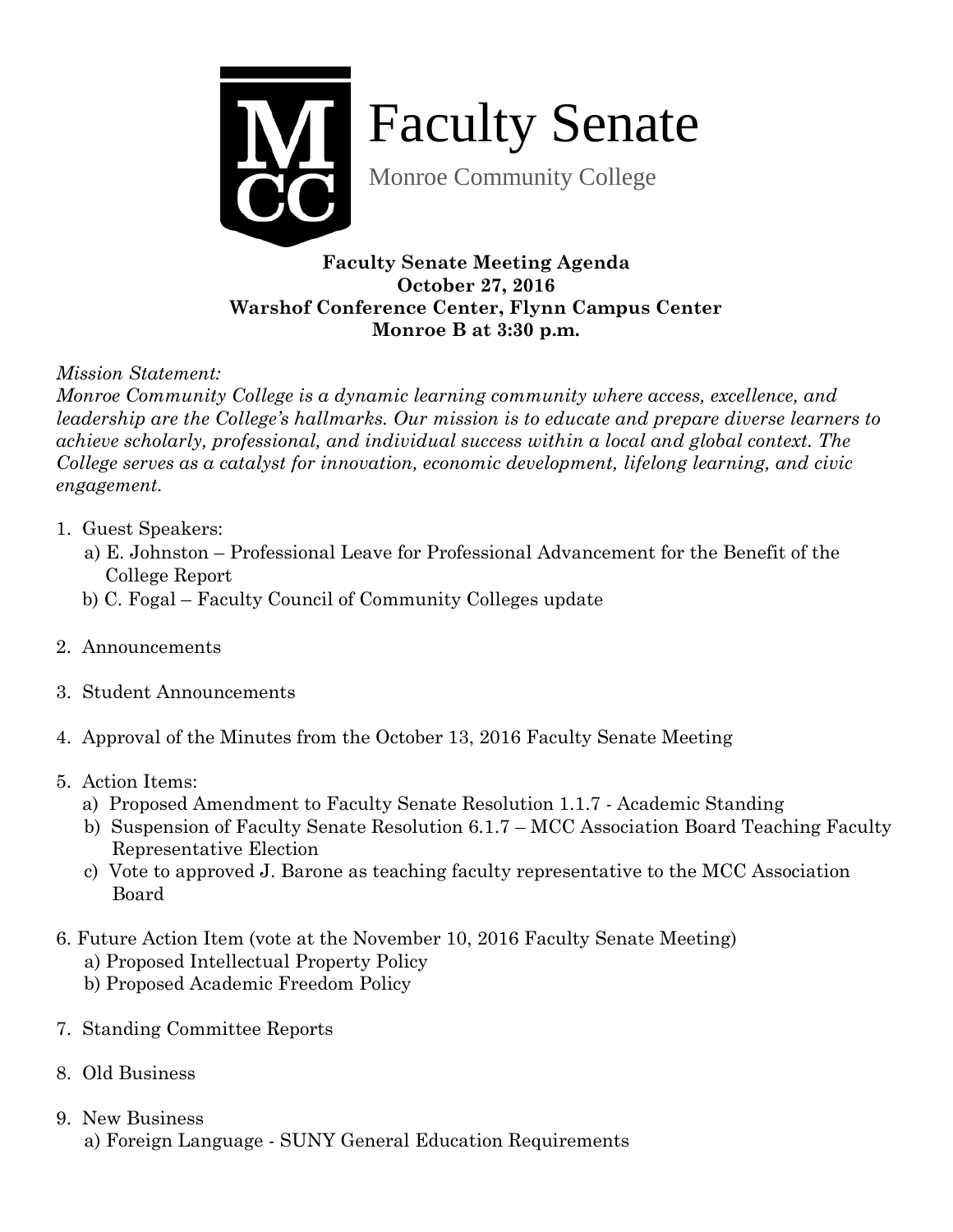# Faculty Senate

Monroe Community College

**Faculty Senate Meeting Agenda**
**October 27, 2016**
**Warshof Conference Center, Flynn Campus Center**
**Monroe B at 3:30 p.m.**

*Mission Statement:*
*Monroe Community College is a dynamic learning community where access, excellence, and leadership are the College's hallmarks. Our mission is to educate and prepare diverse learners to achieve scholarly, professional, and individual success within a local and global context. The College serves as a catalyst for innovation, economic development, lifelong learning, and civic engagement.*

1. Guest Speakers:
   a) E. Johnston – Professional Leave for Professional Advancement for the Benefit of the College Report
   b) C. Fogal – Faculty Council of Community Colleges update

2. Announcements

3. Student Announcements

4. Approval of the Minutes from the October 13, 2016 Faculty Senate Meeting

5. Action Items:
   a) Proposed Amendment to Faculty Senate Resolution 1.1.7 - Academic Standing
   b) Suspension of Faculty Senate Resolution 6.1.7 – MCC Association Board Teaching Faculty Representative Election
   c) Vote to approved J. Barone as teaching faculty representative to the MCC Association Board

6. Future Action Item (vote at the November 10, 2016 Faculty Senate Meeting)
   a) Proposed Intellectual Property Policy
   b) Proposed Academic Freedom Policy

7. Standing Committee Reports

8. Old Business

9. New Business
   a) Foreign Language - SUNY General Education Requirements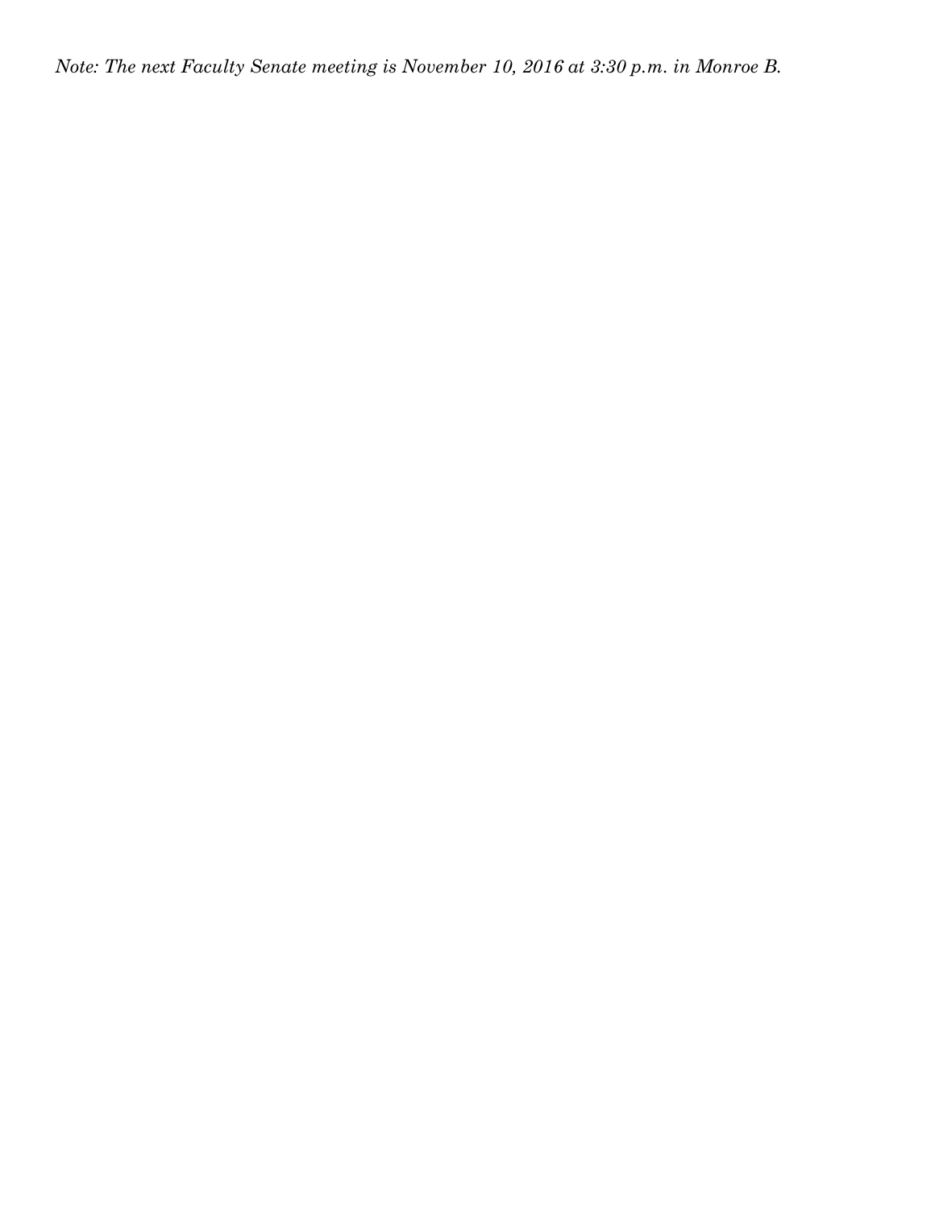*Note: The next Faculty Senate meeting is November 10, 2016 at 3:30 p.m. in Monroe B.*